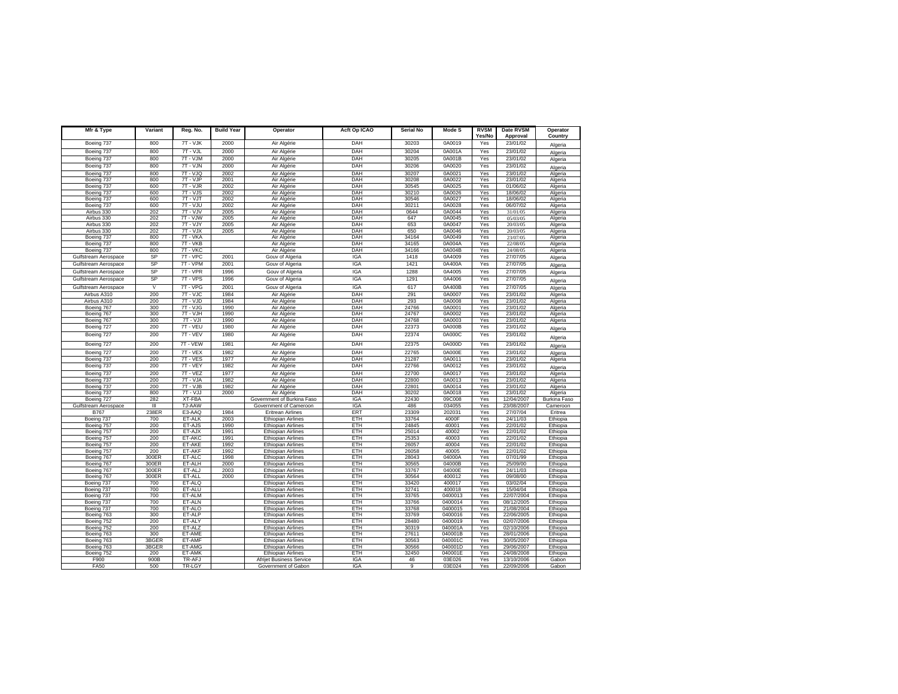| Mfr & Type | Variant | Reg. No. | Build Year | Operator | Acft Op ICAO | Serial No | Mode S | RVSM Yes/No | Date RVSM Approval | Operator Country |
|---|---|---|---|---|---|---|---|---|---|---|
| Boeing 737 | 800 | 7T - VJK | 2000 | Air Algérie | DAH | 30203 | 0A0019 | Yes | 23/01/02 | Algeria |
| Boeing 737 | 800 | 7T - VJL | 2000 | Air Algérie | DAH | 30204 | 0A001A | Yes | 23/01/02 | Algeria |
| Boeing 737 | 800 | 7T - VJM | 2000 | Air Algérie | DAH | 30205 | 0A001B | Yes | 23/01/02 | Algeria |
| Boeing 737 | 800 | 7T - VJN | 2000 | Air Algérie | DAH | 30206 | 0A0020 | Yes | 23/01/02 | Algeria |
| Boeing 737 | 800 | 7T - VJQ | 2002 | Air Algérie | DAH | 30207 | 0A0021 | Yes | 23/01/02 | Algeria |
| Boeing 737 | 800 | 7T - VJP | 2001 | Air Algérie | DAH | 30208 | 0A0022 | Yes | 23/01/02 | Algeria |
| Boeing 737 | 600 | 7T - VJR | 2002 | Air Algérie | DAH | 30545 | 0A0025 | Yes | 01/06/02 | Algeria |
| Boeing 737 | 600 | 7T - VJS | 2002 | Air Algérie | DAH | 30210 | 0A0026 | Yes | 18/06/02 | Algeria |
| Boeing 737 | 600 | 7T - VJT | 2002 | Air Algérie | DAH | 30546 | 0A0027 | Yes | 18/06/02 | Algeria |
| Boeing 737 | 600 | 7T - VJU | 2002 | Air Algérie | DAH | 30211 | 0A0028 | Yes | 06/07/02 | Algeria |
| Airbus 330 | 202 | 7T - VJV | 2005 | Air Algérie | DAH | 0644 | 0A0044 | Yes | 31/01/05 | Algeria |
| Airbus 330 | 202 | 7T - VJW | 2005 | Air Algérie | DAH | 647 | 0A0045 | Yes | 05/03/05 | Algeria |
| Airbus 330 | 202 | 7T - VJY | 2005 | Air Algérie | DAH | 653 | 0A0047 | Yes | 20/03/05 | Algeria |
| Airbus 330 | 202 | 7T - VJX | 2005 | Air Algérie | DAH | 650 | 0A0046 | Yes | 20/03/05 | Algeria |
| Boeing 737 | 800 | 7T - VKA | | Air Algérie | DAH | 34164 | 0A0049 | Yes | 23/07/05 | Algeria |
| Boeing 737 | 800 | 7T - VKB | | Air Algérie | DAH | 34165 | 0A004A | Yes | 22/08/05 | Algeria |
| Boeing 737 | 800 | 7T - VKC | | Air Algérie | DAH | 34166 | 0A004B | Yes | 24/08/05 | Algeria |
| Gulfstream Aerospace | SP | 7T - VPC | 2001 | Gouv of Algeria | IGA | 1418 | 0A4009 | Yes | 27/07/05 | Algeria |
| Gulfstream Aerospace | SP | 7T - VPM | 2001 | Gouv of Algeria | IGA | 1421 | 0A400A | Yes | 27/07/05 | Algeria |
| Gulfstream Aerospace | SP | 7T - VPR | 1996 | Gouv of Algeria | IGA | 1288 | 0A4005 | Yes | 27/07/05 | Algeria |
| Gulfstream Aerospace | SP | 7T - VPS | 1996 | Gouv of Algeria | IGA | 1291 | 0A4006 | Yes | 27/07/05 | Algeria |
| Gulfstream Aerospace | V | 7T - VPG | 2001 | Gouv of Algeria | IGA | 617 | 0A400B | Yes | 27/07/05 | Algeria |
| Airbus A310 | 200 | 7T - VJC | 1984 | Air Algérie | DAH | 291 | 0A0007 | Yes | 23/01/02 | Algeria |
| Airbus A310 | 200 | 7T - VJD | 1984 | Air Algérie | DAH | 293 | 0A0008 | Yes | 23/01/02 | Algeria |
| Boeing 767 | 300 | 7T - VJG | 1990 | Air Algérie | DAH | 24766 | 0A0001 | Yes | 23/01/02 | Algeria |
| Boeing 767 | 300 | 7T - VJH | 1990 | Air Algérie | DAH | 24767 | 0A0002 | Yes | 23/01/02 | Algeria |
| Boeing 767 | 300 | 7T - VJI | 1990 | Air Algérie | DAH | 24768 | 0A0003 | Yes | 23/01/02 | Algeria |
| Boeing 727 | 200 | 7T - VEU | 1980 | Air Algérie | DAH | 22373 | 0A000B | Yes | 23/01/02 | Algeria |
| Boeing 727 | 200 | 7T - VEV | 1980 | Air Algérie | DAH | 22374 | 0A000C | Yes | 23/01/02 | Algeria |
| Boeing 727 | 200 | 7T - VEW | 1981 | Air Algérie | DAH | 22375 | 0A000D | Yes | 23/01/02 | Algeria |
| Boeing 727 | 200 | 7T - VEX | 1982 | Air Algérie | DAH | 22765 | 0A000E | Yes | 23/01/02 | Algeria |
| Boeing 737 | 200 | 7T - VES | 1977 | Air Algérie | DAH | 21287 | 0A0011 | Yes | 23/01/02 | Algeria |
| Boeing 737 | 200 | 7T - VEY | 1982 | Air Algérie | DAH | 22766 | 0A0012 | Yes | 23/01/02 | Algeria |
| Boeing 737 | 200 | 7T - VEZ | 1977 | Air Algérie | DAH | 22700 | 0A0017 | Yes | 23/01/02 | Algeria |
| Boeing 737 | 200 | 7T - VJA | 1982 | Air Algérie | DAH | 22800 | 0A0013 | Yes | 23/01/02 | Algeria |
| Boeing 737 | 200 | 7T - VJB | 1982 | Air Algérie | DAH | 22801 | 0A0014 | Yes | 23/01/02 | Algeria |
| Boeing 737 | 800 | 7T - VJJ | 2000 | Air Algérie | DAH | 30202 | 0A0018 | Yes | 23/01/02 | Algeria |
| Boeing 727 | 282 | XT-FBA | | Government of Burkina Faso | IGA | 22430 | 09C008 | Yes | 12/04/2007 | Burkina Faso |
| Gulfstream Aerospace | III | TJ-AAW | | Government of Cameroon | IGA | 486 | 034055 | Yes | 23/08/2007 | Cameroon |
| B767 | 238ER | E3-AAQ | 1984 | Eritrean Airlines | ERT | 23309 | 202031 | Yes | 27/07/04 | Eritrea |
| Boeing 737 | 700 | ET-ALK | 2003 | Ethiopian Airlines | ETH | 33764 | 4000F | Yes | 24/11/03 | Ethiopia |
| Boeing 757 | 200 | ET-AJS | 1990 | Ethiopian Airlines | ETH | 24845 | 40001 | Yes | 22/01/02 | Ethiopia |
| Boeing 757 | 200 | ET-AJX | 1991 | Ethiopian Airlines | ETH | 25014 | 40002 | Yes | 22/01/02 | Ethiopia |
| Boeing 757 | 200 | ET-AKC | 1991 | Ethiopian Airlines | ETH | 25353 | 40003 | Yes | 22/01/02 | Ethiopia |
| Boeing 757 | 200 | ET-AKE | 1992 | Ethiopian Airlines | ETH | 26057 | 40004 | Yes | 22/01/02 | Ethiopia |
| Boeing 757 | 200 | ET-AKF | 1992 | Ethiopian Airlines | ETH | 26058 | 40005 | Yes | 22/01/02 | Ethiopia |
| Boeing 767 | 300ER | ET-ALC | 1998 | Ethiopian Airlines | ETH | 28043 | 04000A | Yes | 07/01/99 | Ethiopia |
| Boeing 767 | 300ER | ET-ALH | 2000 | Ethiopian Airlines | ETH | 30565 | 04000B | Yes | 25/09/00 | Ethiopia |
| Boeing 767 | 300ER | ET-ALJ | 2003 | Ethiopian Airlines | ETH | 33767 | 04000E | Yes | 24/11/03 | Ethiopia |
| Boeing 767 | 300ER | ET-ALL | 2000 | Ethiopian Airlines | ETH | 30564 | 400012 | Yes | 09/08/00 | Ethiopia |
| Boeing 737 | 700 | ET-ALQ | | Ethiopian Airlines | ETH | 33420 | 400017 | Yes | 03/02/04 | Ethiopia |
| Boeing 737 | 700 | ET-ALU | | Ethiopian Airlines | ETH | 32741 | 400018 | Yes | 15/04/04 | Ethiopia |
| Boeing 737 | 700 | ET-ALM | | Ethiopian Airlines | ETH | 33765 | 0400013 | Yes | 22/07/2004 | Ethiopia |
| Boeing 737 | 700 | ET-ALN | | Ethiopian Airlines | ETH | 33766 | 0400014 | Yes | 08/12/2005 | Ethiopia |
| Boeing 737 | 700 | ET-ALO | | Ethiopian Airlines | ETH | 33768 | 0400015 | Yes | 21/08/2004 | Ethiopia |
| Boeing 763 | 300 | ET-ALP | | Ethiopian Airlines | ETH | 33769 | 0400016 | Yes | 22/06/2005 | Ethiopia |
| Boeing 752 | 200 | ET-ALY | | Ethiopian Airlines | ETH | 28480 | 0400019 | Yes | 02/07/2006 | Ethiopia |
| Boeing 752 | 200 | ET-ALZ | | Ethiopian Airlines | ETH | 30319 | 040001A | Yes | 02/10/2006 | Ethiopia |
| Boeing 763 | 300 | ET-AME | | Ethiopian Airlines | ETH | 27611 | 040001B | Yes | 28/01/2006 | Ethiopia |
| Boeing 763 | 3BGER | ET-AMF | | Ethiopian Airlines | ETH | 30563 | 040001C | Yes | 30/05/2007 | Ethiopia |
| Boeing 763 | 3BGER | ET-AMG | | Ethiopian Airlines | ETH | 30566 | 040001D | Yes | 29/06/2007 | Ethiopia |
| Boeing 752 | 200 | ET-AMK | | Ethiopian Airlines | ETH | 32450 | 040001E | Yes | 24/08/2008 | Ethiopia |
| F900 | 900B | TR-AFJ | | Afrijet Business Service | IGA | 46 | 03E026 | Yes | 13/10/2006 | Gabon |
| FA50 | 500 | TR-LGY | | Government of Gabon | IGA | 9 | 03E024 | Yes | 22/09/2006 | Gabon |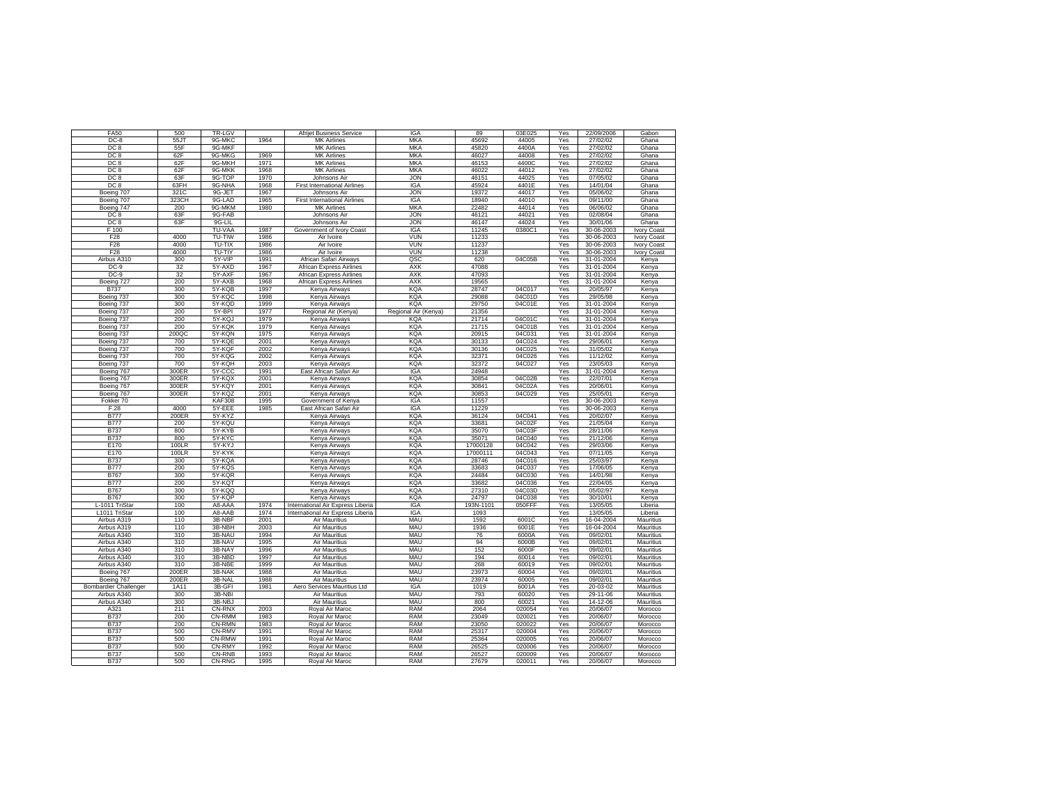| FA50 | 500 | TR-LGV | | Afrijet Business Service | IGA | 89 | 03E025 | Yes | 22/09/2006 | Gabon |
|---|---|---|---|---|---|---|---|---|---|---|
| DC-8 | 55JT | 9G-MKC | 1964 | MK Airlines | MKA | 45692 | 44005 | Yes | 27/02/02 | Ghana |
| DC 8 | 55F | 9G-MKF | | MK Airlines | MKA | 45820 | 4400A | Yes | 27/02/02 | Ghana |
| DC 8 | 62F | 9G-MKG | 1969 | MK Airlines | MKA | 46027 | 44008 | Yes | 27/02/02 | Ghana |
| DC 8 | 62F | 9G-MKH | 1971 | MK Airlines | MKA | 46153 | 4400C | Yes | 27/02/02 | Ghana |
| DC 8 | 62F | 9G-MKK | 1968 | MK Airlines | MKA | 46022 | 44012 | Yes | 27/02/02 | Ghana |
| DC 8 | 63F | 9G-TOP | 1970 | Johnsons Air | JON | 46151 | 44025 | Yes | 07/05/02 | Ghana |
| DC 8 | 63FH | 9G-NHA | 1968 | First International Airlines | IGA | 45924 | 4401E | Yes | 14/01/04 | Ghana |
| Boeing 707 | 321C | 9G-JET | 1967 | Johnsons Air | JON | 19372 | 44017 | Yes | 05/06/02 | Ghana |
| Boeing 707 | 323CH | 9G-LAD | 1965 | First International Airlines | IGA | 18940 | 44010 | Yes | 09/11/00 | Ghana |
| Boeing 747 | 200 | 9G-MKM | 1980 | MK Airlines | MKA | 22482 | 44014 | Yes | 06/06/02 | Ghana |
| DC 8 | 63F | 9G-FAB | | Johnsons Air | JON | 46121 | 44021 | Yes | 02/08/04 | Ghana |
| DC 8 | 63F | 9G-LIL | | Johnsons Air | JON | 46147 | 44024 | Yes | 30/01/06 | Ghana |
| F 100 | | TU-VAA | 1987 | Government of Ivory Coast | IGA | 11245 | 0380C1 | Yes | 30-06-2003 | Ivory Coast |
| F28 | 4000 | TU-TIW | 1986 | Air Ivoire | VUN | 11233 | | Yes | 30-06-2003 | Ivory Coast |
| F28 | 4000 | TU-TIX | 1986 | Air Ivoire | VUN | 11237 | | Yes | 30-06-2003 | Ivory Coast |
| F28 | 4000 | TU-TIY | 1986 | Air Ivoire | VUN | 11238 | | Yes | 30-06-2003 | Ivory Coast |
| Airbus A310 | 300 | 5Y-VIP | 1991 | African Safari Airways | QSC | 620 | 04C05B | Yes | 31-01-2004 | Kenya |
| DC-9 | 32 | 5Y-AXD | 1967 | African Express Airlines | AXK | 47088 | | Yes | 31-01-2004 | Kenya |
| DC-9 | 32 | 5Y-AXF | 1967 | African Express Airlines | AXK | 47093 | | Yes | 31-01-2004 | Kenya |
| Boeing 727 | 200 | 5Y-AXB | 1968 | African Express Airlines | AXK | 19565 | | Yes | 31-01-2004 | Kenya |
| B737 | 300 | 5Y-KQB | 1997 | Kenya Airways | KQA | 28747 | 04C017 | Yes | 20/05/97 | Kenya |
| Boeing 737 | 300 | 5Y-KQC | 1998 | Kenya Airways | KQA | 29088 | 04C01D | Yes | 29/05/98 | Kenya |
| Boeing 737 | 300 | 5Y-KQD | 1999 | Kenya Airways | KQA | 29750 | 04C01E | Yes | 31-01-2004 | Kenya |
| Boeing 737 | 200 | 5Y-BPI | 1977 | Regional Air (Kenya) | Regional Air (Kenya) | 21356 | | Yes | 31-01-2004 | Kenya |
| Boeing 737 | 200 | 5Y-KQJ | 1979 | Kenya Airways | KQA | 21714 | 04C01C | Yes | 31-01-2004 | Kenya |
| Boeing 737 | 200 | 5Y-KQK | 1979 | Kenya Airways | KQA | 21715 | 04C01B | Yes | 31-01-2004 | Kenya |
| Boeing 737 | 200QC | 5Y-KQN | 1975 | Kenya Airways | KQA | 20915 | 04C031 | Yes | 31-01-2004 | Kenya |
| Boeing 737 | 700 | 5Y-KQE | 2001 | Kenya Airways | KQA | 30133 | 04C024 | Yes | 29/06/01 | Kenya |
| Boeing 737 | 700 | 5Y-KQF | 2002 | Kenya Airways | KQA | 30136 | 04C025 | Yes | 31/05/02 | Kenya |
| Boeing 737 | 700 | 5Y-KQG | 2002 | Kenya Airways | KQA | 32371 | 04C026 | Yes | 11/12/02 | Kenya |
| Boeing 737 | 700 | 5Y-KQH | 2003 | Kenya Airways | KQA | 32372 | 04C027 | Yes | 23/05/03 | Kenya |
| Boeing 767 | 300ER | 5Y-CCC | 1991 | East African Safari Air | IGA | 24948 | | Yes | 31-01-2004 | Kenya |
| Boeing 767 | 300ER | 5Y-KQX | 2001 | Kenya Airways | KQA | 30854 | 04C02B | Yes | 22/07/01 | Kenya |
| Boeing 767 | 300ER | 5Y-KQY | 2001 | Kenya Airways | KQA | 30841 | 04C02A | Yes | 20/06/01 | Kenya |
| Boeing 767 | 300ER | 5Y-KQZ | 2001 | Kenya Airways | KQA | 30853 | 04C029 | Yes | 25/05/01 | Kenya |
| Fokker 70 | | KAF308 | 1995 | Government of Kenya | IGA | 11557 | | Yes | 30-06-2003 | Kenya |
| F.28 | 4000 | 5Y-EEE | 1985 | East African Safari Air | IGA | 11229 | | Yes | 30-06-2003 | Kenya |
| B777 | 200ER | 5Y-KYZ | | Kenya Airways | KQA | 36124 | 04C041 | Yes | 20/02/07 | Kenya |
| B777 | 200 | 5Y-KQU | | Kenya Airways | KQA | 33681 | 04C02F | Yes | 21/05/04 | Kenya |
| B737 | 800 | 5Y-KYB | | Kenya Airways | KQA | 35070 | 04C03F | Yes | 28/11/06 | Kenya |
| B737 | 800 | 5Y-KYC | | Kenya Airways | KQA | 35071 | 04C040 | Yes | 21/12/06 | Kenya |
| E170 | 100LR | 5Y-KYJ | | Kenya Airways | KQA | 17000128 | 04C042 | Yes | 29/03/06 | Kenya |
| E170 | 100LR | 5Y-KYK | | Kenya Airways | KQA | 17000111 | 04C043 | Yes | 07/11/05 | Kenya |
| B737 | 300 | 5Y-KQA | | Kenya Airways | KQA | 28746 | 04C016 | Yes | 25/03/97 | Kenya |
| B777 | 200 | 5Y-KQS | | Kenya Airways | KQA | 33683 | 04C037 | Yes | 17/06/05 | Kenya |
| B767 | 300 | 5Y-KQR | | Kenya Airways | KQA | 24484 | 04C030 | Yes | 14/01/98 | Kenya |
| B777 | 200 | 5Y-KQT | | Kenya Airways | KQA | 33682 | 04C036 | Yes | 22/04/05 | Kenya |
| B767 | 300 | 5Y-KQQ | | Kenya Airways | KQA | 27310 | 04C03D | Yes | 05/02/97 | Kenya |
| B767 | 300 | 5Y-KQP | | Kenya Airways | KQA | 24797 | 04C038 | Yes | 30/10/01 | Kenya |
| L-1011 TriStar | 100 | A8-AAA | 1974 | International Air Express Liberia | IGA | 193N-1101 | 050FFF | Yes | 13/05/05 | Liberia |
| L1011 TriStar | 100 | A8-AAB | 1974 | International Air Express Liberia | IGA | 1093 | | Yes | 13/05/05 | Liberia |
| Airbus A319 | 110 | 3B-NBF | 2001 | Air Mauritius | MAU | 1592 | 6001C | Yes | 16-04-2004 | Mauritius |
| Airbus A319 | 110 | 3B-NBH | 2003 | Air Mauritius | MAU | 1936 | 6001E | Yes | 16-04-2004 | Mauritius |
| Airbus A340 | 310 | 3B-NAU | 1994 | Air Mauritius | MAU | 76 | 6000A | Yes | 09/02/01 | Mauritius |
| Airbus A340 | 310 | 3B-NAV | 1995 | Air Mauritius | MAU | 94 | 6000B | Yes | 09/02/01 | Mauritius |
| Airbus A340 | 310 | 3B-NAY | 1996 | Air Mauritius | MAU | 152 | 6000F | Yes | 09/02/01 | Mauritius |
| Airbus A340 | 310 | 3B-NBD | 1997 | Air Mauritius | MAU | 194 | 60014 | Yes | 09/02/01 | Mauritius |
| Airbus A340 | 310 | 3B-NBE | 1999 | Air Mauritius | MAU | 268 | 60019 | Yes | 09/02/01 | Mauritius |
| Boeing 767 | 200ER | 3B-NAK | 1988 | Air Mauritius | MAU | 23973 | 60004 | Yes | 09/02/01 | Mauritius |
| Boeing 767 | 200ER | 3B-NAL | 1988 | Air Mauritius | MAU | 23974 | 60005 | Yes | 09/02/01 | Mauritius |
| Bombardier Challenger | 1A11 | 3B-GFI | 1981 | Aero Services Mauritius Ltd | IGA | 1019 | 6001A | Yes | 20-03-02 | Mauritius |
| Airbus A340 | 300 | 3B-NBI | | Air Mauritius | MAU | 793 | 60020 | Yes | 29-11-06 | Mauritius |
| Airbus A340 | 300 | 3B-NBJ | | Air Mauritius | MAU | 800 | 60021 | Yes | 14-12-06 | Mauritius |
| A321 | 211 | CN-RNX | 2003 | Royal Air Maroc | RAM | 2064 | 020054 | Yes | 20/06/07 | Morocco |
| B737 | 200 | CN-RMM | 1983 | Royal Air Maroc | RAM | 23049 | 020021 | Yes | 20/06/07 | Morocco |
| B737 | 200 | CN-RMN | 1983 | Royal Air Maroc | RAM | 23050 | 020022 | Yes | 20/06/07 | Morocco |
| B737 | 500 | CN-RMV | 1991 | Royal Air Maroc | RAM | 25317 | 020004 | Yes | 20/06/07 | Morocco |
| B737 | 500 | CN-RMW | 1991 | Royal Air Maroc | RAM | 25364 | 020005 | Yes | 20/06/07 | Morocco |
| B737 | 500 | CN-RMY | 1992 | Royal Air Maroc | RAM | 26525 | 020006 | Yes | 20/06/07 | Morocco |
| B737 | 500 | CN-RNB | 1993 | Royal Air Maroc | RAM | 26527 | 020009 | Yes | 20/06/07 | Morocco |
| B737 | 500 | CN-RNG | 1995 | Royal Air Maroc | RAM | 27679 | 020011 | Yes | 20/06/07 | Morocco |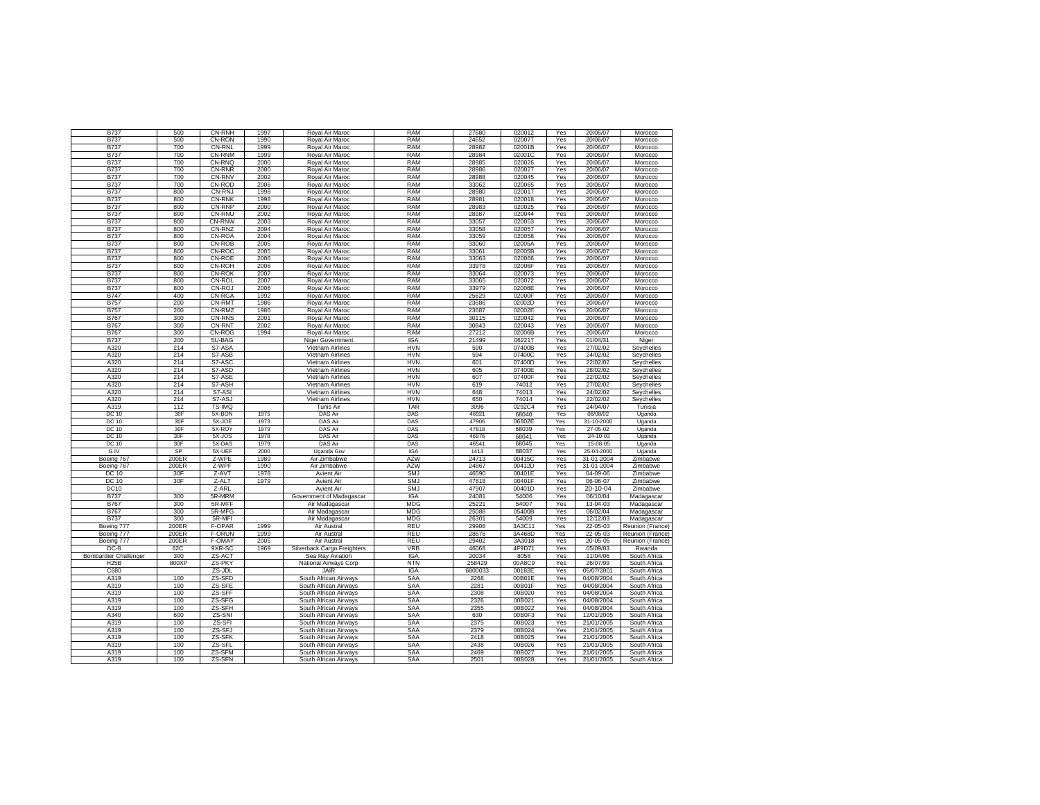| | | | | | | | | | | |
|---|---|---|---|---|---|---|---|---|---|---|
| B737 | 500 | CN-RNH | 1997 | Royal Air Maroc | RAM | 27680 | 020012 | Yes | 20/06/07 | Morocco |
| B737 | 500 | CN-RON | 1990 | Royal Air Maroc | RAM | 24652 | 020077 | Yes | 20/06/07 | Morocco |
| B737 | 700 | CN-RNL | 1999 | Royal Air Maroc | RAM | 28982 | 02001B | Yes | 20/06/07 | Morocco |
| B737 | 700 | CN-RNM | 1999 | Royal Air Maroc | RAM | 28984 | 02001C | Yes | 20/06/07 | Morocco |
| B737 | 700 | CN-RNQ | 2000 | Royal Air Maroc | RAM | 28985 | 020026 | Yes | 20/06/07 | Morocco |
| B737 | 700 | CN-RNR | 2000 | Royal Air Maroc | RAM | 28986 | 020027 | Yes | 20/06/07 | Morocco |
| B737 | 700 | CN-RNV | 2002 | Royal Air Maroc | RAM | 28988 | 020045 | Yes | 20/06/07 | Morocco |
| B737 | 700 | CN-ROD | 2006 | Royal Air Maroc | RAM | 33062 | 020065 | Yes | 20/06/07 | Morocco |
| B737 | 800 | CN-RNJ | 1998 | Royal Air Maroc | RAM | 28980 | 020017 | Yes | 20/06/07 | Morocco |
| B737 | 800 | CN-RNK | 1998 | Royal Air Maroc | RAM | 28981 | 020018 | Yes | 20/06/07 | Morocco |
| B737 | 800 | CN-RNP | 2000 | Royal Air Maroc | RAM | 28983 | 020025 | Yes | 20/06/07 | Morocco |
| B737 | 800 | CN-RNU | 2002 | Royal Air Maroc | RAM | 28987 | 020044 | Yes | 20/06/07 | Morocco |
| B737 | 800 | CN-RNW | 2003 | Royal Air Maroc | RAM | 33057 | 020053 | Yes | 20/06/07 | Morocco |
| B737 | 800 | CN-RNZ | 2004 | Royal Air Maroc | RAM | 33058 | 020057 | Yes | 20/06/07 | Morocco |
| B737 | 800 | CN-ROA | 2004 | Royal Air Maroc | RAM | 33059 | 020058 | Yes | 20/06/07 | Morocco |
| B737 | 800 | CN-ROB | 2005 | Royal Air Maroc | RAM | 33060 | 02005A | Yes | 20/06/07 | Morocco |
| B737 | 800 | CN-ROC | 2005 | Royal Air Maroc | RAM | 33061 | 02005B | Yes | 20/06/07 | Morocco |
| B737 | 800 | CN-ROE | 2006 | Royal Air Maroc | RAM | 33063 | 020066 | Yes | 20/06/07 | Morocco |
| B737 | 800 | CN-ROH | 2006 | Royal Air Maroc | RAM | 33978 | 02006F | Yes | 20/06/07 | Morocco |
| B737 | 800 | CN-ROK | 2007 | Royal Air Maroc | RAM | 33064 | 020073 | Yes | 20/06/07 | Morocco |
| B737 | 800 | CN-ROL | 2007 | Royal Air Maroc | RAM | 33065 | 020072 | Yes | 20/06/07 | Morocco |
| B737 | 800 | CN-ROJ | 2006 | Royal Air Maroc | RAM | 33979 | 02006E | Yes | 20/06/07 | Morocco |
| B747 | 400 | CN-RGA | 1992 | Royal Air Maroc | RAM | 25629 | 02000F | Yes | 20/06/07 | Morocco |
| B757 | 200 | CN-RMT | 1986 | Royal Air Maroc | RAM | 23686 | 02002D | Yes | 20/06/07 | Morocco |
| B757 | 200 | CN-RMZ | 1986 | Royal Air Maroc | RAM | 23687 | 02002E | Yes | 20/06/07 | Morocco |
| B767 | 300 | CN-RNS | 2001 | Royal Air Maroc | RAM | 30115 | 020042 | Yes | 20/06/07 | Morocco |
| B767 | 300 | CN-RNT | 2002 | Royal Air Maroc | RAM | 30843 | 020043 | Yes | 20/06/07 | Morocco |
| B767 | 300 | CN-ROG | 1994 | Royal Air Maroc | RAM | 27212 | 02006B | Yes | 20/06/07 | Morocco |
| B737 | 200 | 5U-BAG | | Niger Government | IGA | 21499 | 062217 | Yes | 01/04/31 | Niger |
| A320 | 214 | S7-ASA | | Vietnam Airlines | HVN | 590 | 07400B | Yes | 27/02/02 | Seychelles |
| A320 | 214 | S7-ASB | | Vietnam Airlines | HVN | 594 | 07400C | Yes | 24/02/02 | Seychelles |
| A320 | 214 | S7-ASC | | Vietnam Airlines | HVN | 601 | 07400D | Yes | 22/02/02 | Seychelles |
| A320 | 214 | S7-ASD | | Vietnam Airlines | HVN | 605 | 07400E | Yes | 28/02/02 | Seychelles |
| A320 | 214 | S7-ASE | | Vietnam Airlines | HVN | 607 | 07400F | Yes | 22/02/02 | Seychelles |
| A320 | 214 | S7-ASH | | Vietnam Airlines | HVN | 619 | 74012 | Yes | 27/02/02 | Seychelles |
| A320 | 214 | S7-ASI | | Vietnam Airlines | HVN | 648 | 74013 | Yes | 24/02/02 | Seychelles |
| A320 | 214 | S7-ASJ | | Vietnam Airlines | HVN | 650 | 74014 | Yes | 22/02/02 | Seychelles |
| A319 | 112 | TS-IMQ | | Tunis Air | TAR | 3096 | 0292C4 | Yes | 24/04/07 | Tunisia |
| DC 10 | 30F | 5X-BON | 1975 | DAS Air | DAS | 46921 | 68040 | Yes | 06/08/02 | Uganda |
| DC 10 | 30F | 5X-JOE | 1973 | DAS Air | DAS | 47906 | 06802E | Yes | 31-10-2000 | Uganda |
| DC 10 | 30F | 5X-ROY | 1979 | DAS Air | DAS | 47818 | 68039 | Yes | 27-05-02 | Uganda |
| DC 10 | 30F | 5X-JOS | 1978 | DAS Air | DAS | 46976 | 68041 | Yes | 24-10-03 | Uganda |
| DC 10 | 30F | 5X-DAS | 1979 | DAS Air | DAS | 46541 | 68045 | Yes | 15-08-05 | Uganda |
| G IV | SP | 5X-UEF | 2000 | Uganda Gov | IGA | 1413 | 68037 | Yes | 25-04-2000 | Uganda |
| Boeing 767 | 200ER | Z-WPE | 1989 | Air Zimbabwe | AZW | 24713 | 00415C | Yes | 31-01-2004 | Zimbabwe |
| Boeing 767 | 200ER | Z-WPF | 1990 | Air Zimbabwe | AZW | 24867 | 00412D | Yes | 31-01-2004 | Zimbabwe |
| DC 10 | 30F | Z-AVT | 1978 | Avient Air | SMJ | 46590 | 00401E | Yes | 04-09-06 | Zimbabwe |
| DC 10 | 30F | Z-ALT | 1979 | Avient Air | SMJ | 47818 | 00401F | Yes | 06-06-07 | Zimbabwe |
| DC10 | | Z-ARL | | Avient Air | SMJ | 47907 | 00401D | Yes | 20-10-04 | Zimbabwe |
| B737 | 300 | 5R-MRM | | Government of Madagascar | IGA | 24081 | 54006 | Yes | 06/10/04 | Madagascar |
| B767 | 300 | 5R-MFF | | Air Madagascar | MDG | 25221 | 54007 | Yes | 13-04-03 | Madagascar |
| B767 | 300 | 5R-MFG | | Air Madagascar | MDG | 25088 | 05400B | Yes | 06/02/04 | Madagascar |
| B737 | 300 | 5R-MFI | | Air Madagascar | MDG | 26301 | 54009 | Yes | 12/12/03 | Madagascar |
| Boeing 777 | 200ER | F-OPAR | 1999 | Air Austral | REU | 29908 | 3A3C11 | Yes | 22-05-03 | Reunion (France) |
| Boeing 777 | 200ER | F-ORUN | 1999 | Air Austral | REU | 28676 | 3A468D | Yes | 22-05-03 | Reunion (France) |
| Boeing 777 | 200ER | F-OMAY | 2005 | Air Austral | REU | 29402 | 3A3018 | Yes | 20-05-05 | Reunion (France) |
| DC-8 | 62C | 9XR-SC | 1969 | Silverback Cargo Freighters | VRB | 46068 | 4F9D71 | Yes | 05/09/03 | Rwanda |
| Bombardier Challenger | 300 | ZS-ACT | | Sea Ray Aviation | IGA | 20034 | 8058 | Yes | 11/04/06 | South Africa |
| H25B | 800XP | ZS-PKY | | National Airways Corp | NTN | 258429 | 00A8C9 | Yes | 26/07/99 | South Africa |
| C680 | | ZS-JDL | | JAIR | IGA | 6800033 | 00182E | Yes | 05/07/2001 | South Africa |
| A319 | 100 | ZS-SFD | | South African Airways | SAA | 2268 | 00B01E | Yes | 04/08/2004 | South Africa |
| A319 | 100 | ZS-SFE | | South African Airways | SAA | 2281 | 00B01F | Yes | 04/08/2004 | South Africa |
| A319 | 100 | ZS-SFF | | South African Airways | SAA | 2308 | 00B020 | Yes | 04/08/2004 | South Africa |
| A319 | 100 | ZS-SFG | | South African Airways | SAA | 2326 | 00B021 | Yes | 04/08/2004 | South Africa |
| A319 | 100 | ZS-SFH | | South African Airways | SAA | 2355 | 00B022 | Yes | 04/08/2004 | South Africa |
| A340 | 600 | ZS-SNI | | South African Airways | SAA | 630 | 00B0F3 | Yes | 12/01/2005 | South Africa |
| A319 | 100 | ZS-SFI | | South African Airways | SAA | 2375 | 00B023 | Yes | 21/01/2005 | South Africa |
| A319 | 100 | ZS-SFJ | | South African Airways | SAA | 2379 | 00B024 | Yes | 21/01/2005 | South Africa |
| A319 | 100 | ZS-SFK | | South African Airways | SAA | 2418 | 00B025 | Yes | 21/01/2005 | South Africa |
| A319 | 100 | ZS-SFL | | South African Airways | SAA | 2438 | 00B026 | Yes | 21/01/2005 | South Africa |
| A319 | 100 | ZS-SFM | | South African Airways | SAA | 2469 | 00B027 | Yes | 21/01/2005 | South Africa |
| A319 | 100 | ZS-SFN | | South African Airways | SAA | 2501 | 00B028 | Yes | 21/01/2005 | South Africa |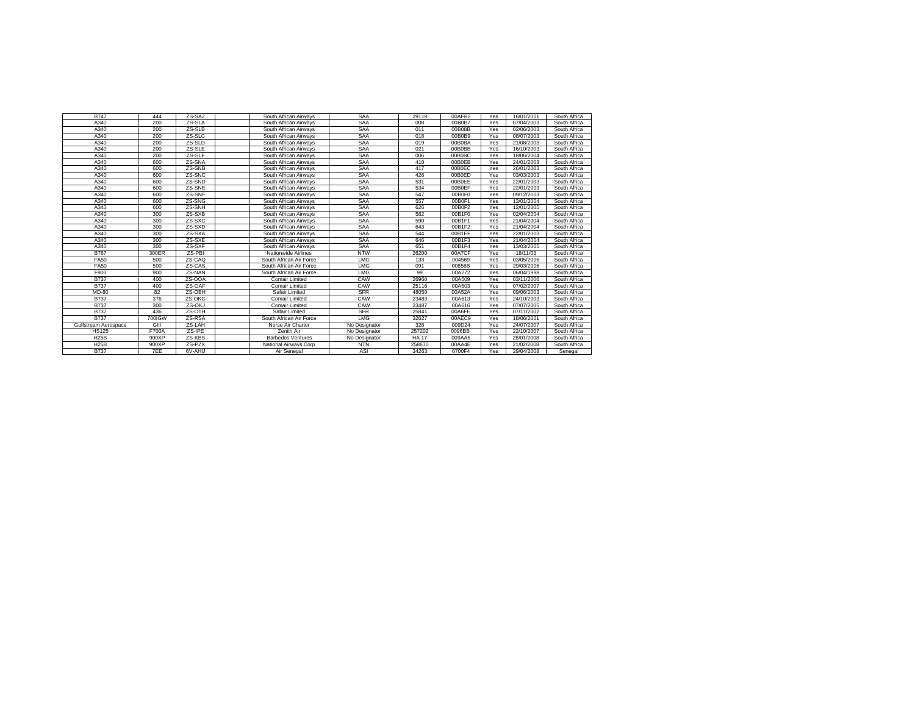| | | | | | | | | | | |
|---|---|---|---|---|---|---|---|---|---|---|
| B747 | 444 | ZS-SAZ | | South African Airways | SAA | 29119 | 00AFB2 | Yes | 16/01/2001 | South Africa |
| A340 | 200 | ZS-SLA | | South African Airways | SAA | 008 | 00B0B7 | Yes | 07/04/2003 | South Africa |
| A340 | 200 | ZS-SLB | | South African Airways | SAA | 011 | 00B0B8 | Yes | 02/06/2003 | South Africa |
| A340 | 200 | ZS-SLC | | South African Airways | SAA | 018 | 00B0B9 | Yes | 08/07/2003 | South Africa |
| A340 | 200 | ZS-SLD | | South African Airways | SAA | 019 | 00B0BA | Yes | 21/08/2003 | South Africa |
| A340 | 200 | ZS-SLE | | South African Airways | SAA | 021 | 00B0BB | Yes | 16/10/2003 | South Africa |
| A340 | 200 | ZS-SLF | | South African Airways | SAA | 006 | 00B0BC | Yes | 18/06/2004 | South Africa |
| A340 | 600 | ZS-SNA | | South African Airways | SAA | 410 | 00B0EB | Yes | 24/01/2003 | South Africa |
| A340 | 600 | ZS-SNB | | South African Airways | SAA | 417 | 00B0EC | Yes | 26/01/2003 | South Africa |
| A340 | 600 | ZS-SNC | | South African Airways | SAA | 426 | 00B0ED | Yes | 03/03/2003 | South Africa |
| A340 | 600 | ZS-SND | | South African Airways | SAA | 531 | 00B0EE | Yes | 22/01/2003 | South Africa |
| A340 | 600 | ZS-SNE | | South African Airways | SAA | 534 | 00B0EF | Yes | 22/01/2003 | South Africa |
| A340 | 600 | ZS-SNF | | South African Airways | SAA | 547 | 00B0F0 | Yes | 09/12/2003 | South Africa |
| A340 | 600 | ZS-SNG | | South African Airways | SAA | 557 | 00B0F1 | Yes | 13/01/2004 | South Africa |
| A340 | 600 | ZS-SNH | | South African Airways | SAA | 626 | 00B0F2 | Yes | 12/01/2005 | South Africa |
| A340 | 300 | ZS-SXB | | South African Airways | SAA | 582 | 00B1F0 | Yes | 02/04/2004 | South Africa |
| A340 | 300 | ZS-SXC | | South African Airways | SAA | 590 | 00B1F1 | Yes | 21/04/2004 | South Africa |
| A340 | 300 | ZS-SXD | | South African Airways | SAA | 643 | 00B1F2 | Yes | 21/04/2004 | South Africa |
| A340 | 300 | ZS-SXA | | South African Airways | SAA | 544 | 00B1EF | Yes | 22/01/2003 | South Africa |
| A340 | 300 | ZS-SXE | | South African Airways | SAA | 646 | 00B1F3 | Yes | 21/04/2004 | South Africa |
| A340 | 300 | ZS-SXF | | South African Airways | SAA | 651 | 00B1F4 | Yes | 13/03/2005 | South Africa |
| B767 | 300ER | ZS-PBI | | Nationwide Airlines | NTW | 26200 | 00A7CF | Yes | 18/11/03 | South Africa |
| FA50 | 500 | ZS-CAQ | | South African Air Force | LMG | 133 | 004569 | Yes | 03/05/2006 | South Africa |
| FA50 | 500 | ZS-CAS | | South African Air Force | LMG | 091 | 00856B | Yes | 29/03/2006 | South Africa |
| F900 | 900 | ZS-NAN | | South African Air Force | LMG | 99 | 00A272 | Yes | 06/04/1998 | South Africa |
| B737 | 400 | ZS-OOA | | Comair Limited | CAW | 26960 | 00A509 | Yes | 03/11/2006 | South Africa |
| B737 | 400 | ZS-OAF | | Comair Limited | CAW | 25116 | 00A503 | Yes | 07/02/2007 | South Africa |
| MD-80 | 82 | ZS-OBH | | Safair Limited | SFR | 48059 | 00A52A | Yes | 09/06/2003 | South Africa |
| B737 | 376 | ZS-OKG | | Comair Limited | CAW | 23483 | 00A613 | Yes | 24/10/2003 | South Africa |
| B737 | 300 | ZS-OKJ | | Comair Limited | CAW | 23487 | 00A616 | Yes | 07/07/2005 | South Africa |
| B737 | 436 | ZS-OTH | | Safair Limited | SFR | 25841 | 00A6FE | Yes | 07/11/2002 | South Africa |
| B737 | 700IGW | ZS-RSA | | South African Air Force | LMG | 32627 | 00AEC9 | Yes | 18/06/2001 | South Africa |
| Gulfstream Aerospace | GIII | ZS-LAH | | Norse Air Charter | No Designator | 328 | 009D24 | Yes | 24/07/2007 | South Africa |
| HS125 | F700A | ZS-IPE | | Zenith Air | No Designator | 257202 | 0096BB | Yes | 22/10/2007 | South Africa |
| H25B | 900XP | ZS-KBS | | Barbedos Ventures | No Designator | HA 17 | 009AA5 | Yes | 28/01/2008 | South Africa |
| H25B | 900XP | ZS-PZX | | National Airways Corp | NTN | 258670 | 00AA4E | Yes | 21/02/2008 | South Africa |
| B737 | 7EE | 6V-AHU | | Air Senegal | ASI | 34263 | 0700F4 | Yes | 29/04/2008 | Senegal |